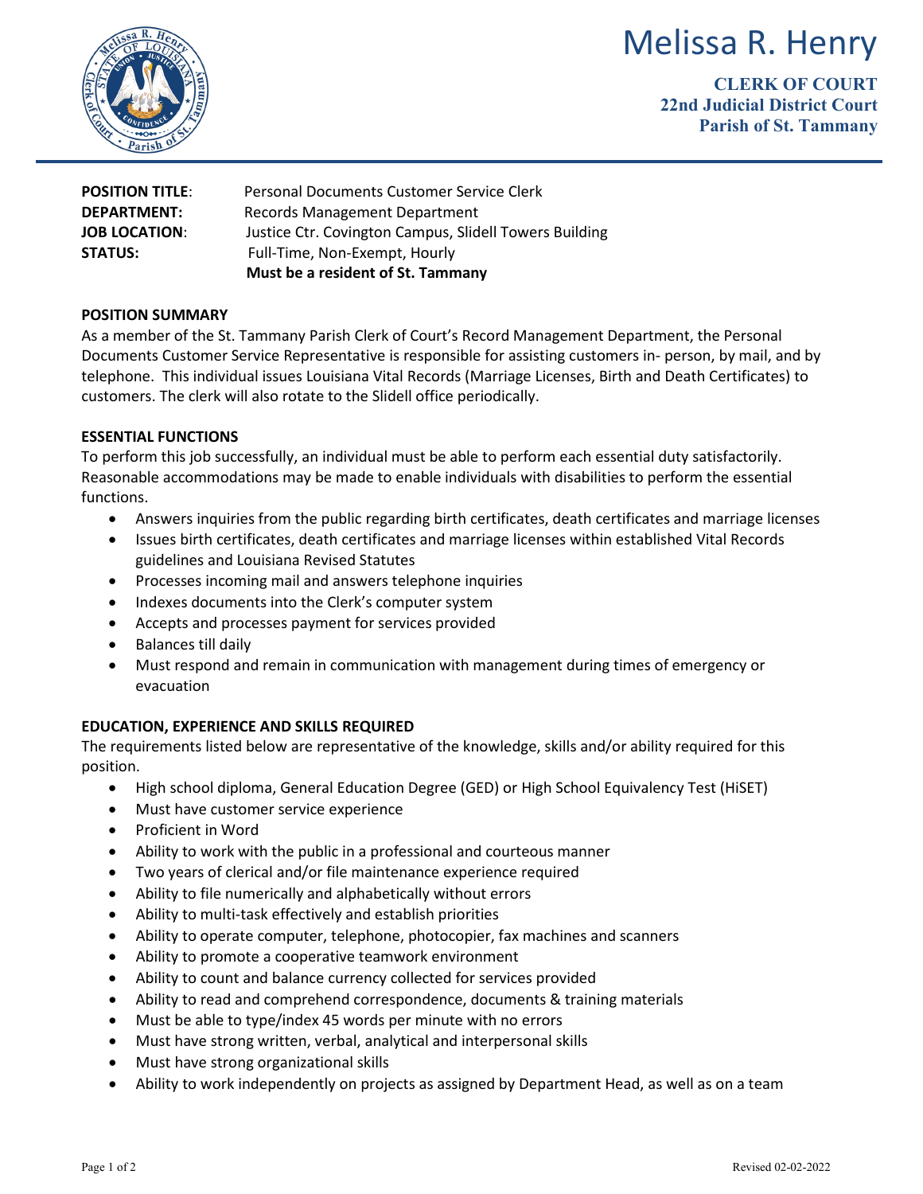# Melissa R. Henry

**CLERK OF COURT**
**22nd Judicial District Court**
**Parish of St. Tammany**

**POSITION TITLE**: Personal Documents Customer Service Clerk
**DEPARTMENT:** Records Management Department
**JOB LOCATION**: Justice Ctr. Covington Campus, Slidell Towers Building
**STATUS:** Full-Time, Non-Exempt, Hourly
**Must be a resident of St. Tammany**

## POSITION SUMMARY

As a member of the St. Tammany Parish Clerk of Court's Record Management Department, the Personal Documents Customer Service Representative is responsible for assisting customers in- person, by mail, and by telephone. This individual issues Louisiana Vital Records (Marriage Licenses, Birth and Death Certificates) to customers. The clerk will also rotate to the Slidell office periodically.

## ESSENTIAL FUNCTIONS

To perform this job successfully, an individual must be able to perform each essential duty satisfactorily. Reasonable accommodations may be made to enable individuals with disabilities to perform the essential functions.

- Answers inquiries from the public regarding birth certificates, death certificates and marriage licenses
- Issues birth certificates, death certificates and marriage licenses within established Vital Records guidelines and Louisiana Revised Statutes
- Processes incoming mail and answers telephone inquiries
- Indexes documents into the Clerk's computer system
- Accepts and processes payment for services provided
- Balances till daily
- Must respond and remain in communication with management during times of emergency or evacuation

## EDUCATION, EXPERIENCE AND SKILLS REQUIRED

The requirements listed below are representative of the knowledge, skills and/or ability required for this position.

- High school diploma, General Education Degree (GED) or High School Equivalency Test (HiSET)
- Must have customer service experience
- Proficient in Word
- Ability to work with the public in a professional and courteous manner
- Two years of clerical and/or file maintenance experience required
- Ability to file numerically and alphabetically without errors
- Ability to multi-task effectively and establish priorities
- Ability to operate computer, telephone, photocopier, fax machines and scanners
- Ability to promote a cooperative teamwork environment
- Ability to count and balance currency collected for services provided
- Ability to read and comprehend correspondence, documents & training materials
- Must be able to type/index 45 words per minute with no errors
- Must have strong written, verbal, analytical and interpersonal skills
- Must have strong organizational skills
- Ability to work independently on projects as assigned by Department Head, as well as on a team

Revised 02-02-2022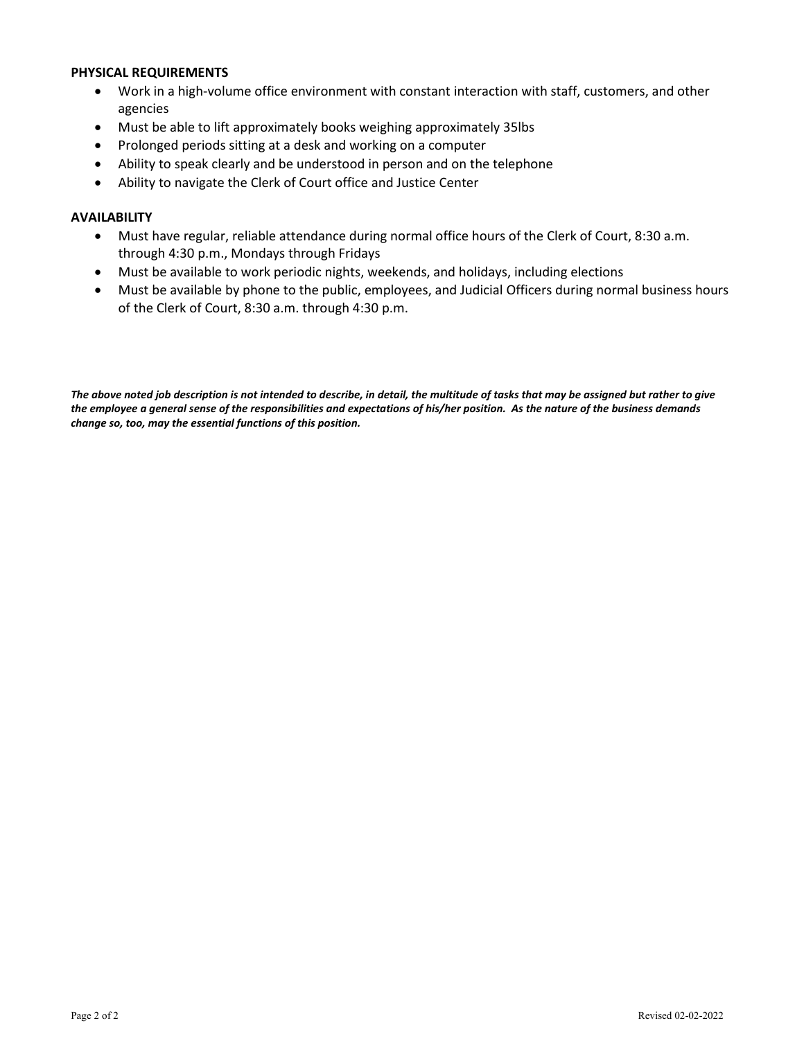**PHYSICAL REQUIREMENTS**

- Work in a high-volume office environment with constant interaction with staff, customers, and other agencies
- Must be able to lift approximately books weighing approximately 35lbs
- Prolonged periods sitting at a desk and working on a computer
- Ability to speak clearly and be understood in person and on the telephone
- Ability to navigate the Clerk of Court office and Justice Center

**AVAILABILITY**

- Must have regular, reliable attendance during normal office hours of the Clerk of Court, 8:30 a.m. through 4:30 p.m., Mondays through Fridays
- Must be available to work periodic nights, weekends, and holidays, including elections
- Must be available by phone to the public, employees, and Judicial Officers during normal business hours of the Clerk of Court, 8:30 a.m. through 4:30 p.m.

***The above noted job description is not intended to describe, in detail, the multitude of tasks that may be assigned but rather to give the employee a general sense of the responsibilities and expectations of his/her position. As the nature of the business demands change so, too, may the essential functions of this position.***

Revised 02-02-2022